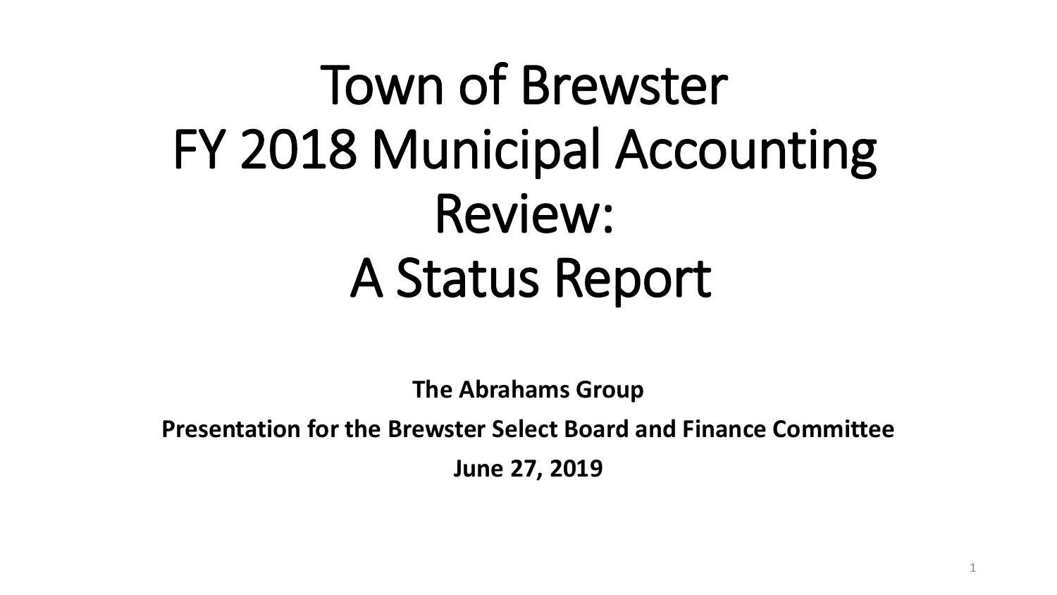# Town of Brewster FY 2018 Municipal Accounting Review: A Status Report

**The Abrahams Group**

**Presentation for the Brewster Select Board and Finance Committee**

**June 27, 2019**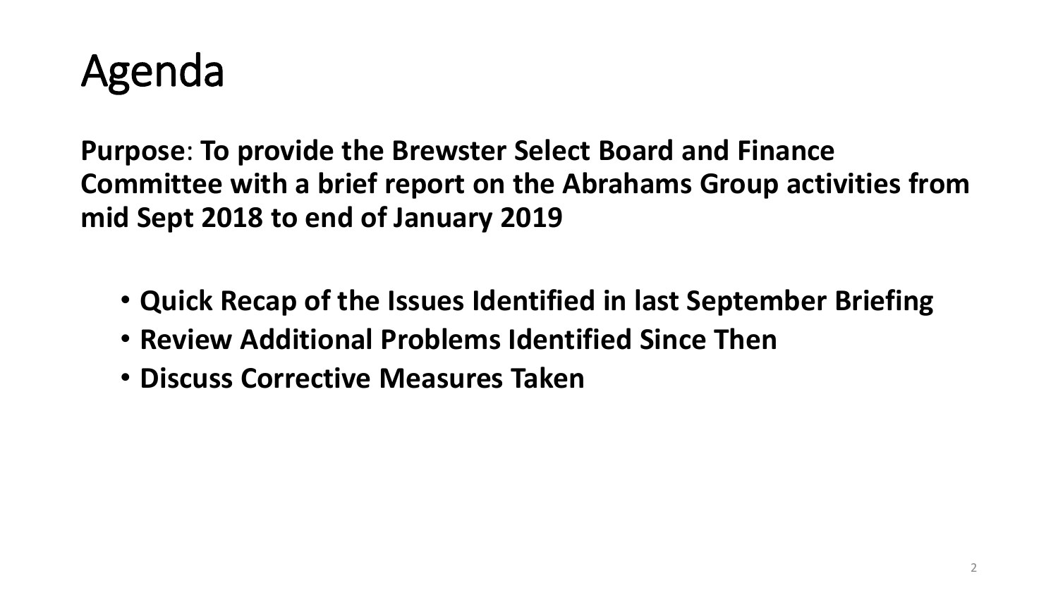# Agenda

**Purpose**: **To provide the Brewster Select Board and Finance Committee with a brief report on the Abrahams Group activities from mid Sept 2018 to end of January 2019**

- **Quick Recap of the Issues Identified in last September Briefing**
- **Review Additional Problems Identified Since Then**
- **Discuss Corrective Measures Taken**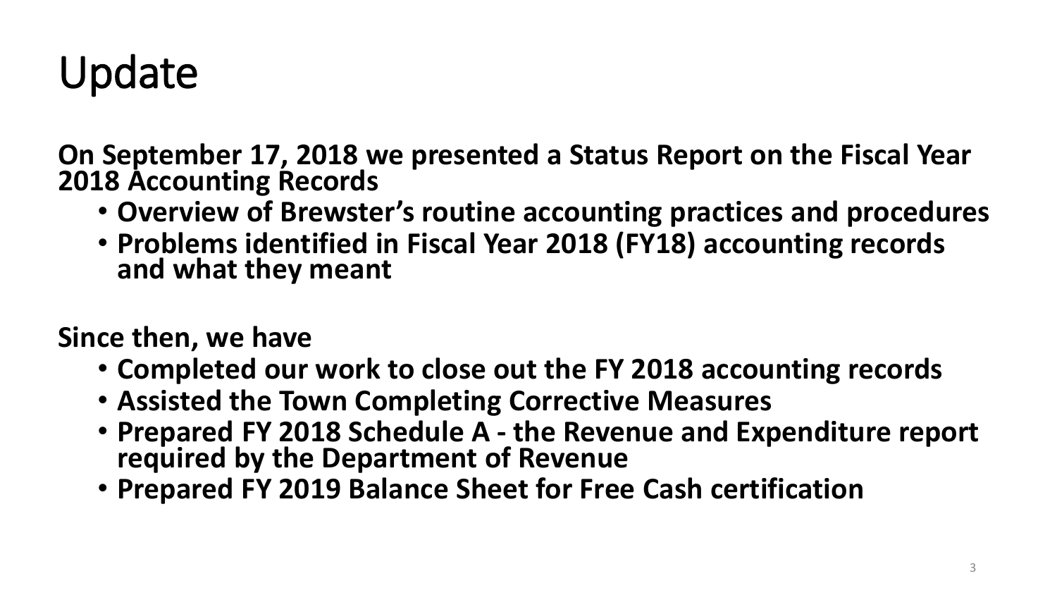# Update

**On September 17, 2018 we presented a Status Report on the Fiscal Year 2018 Accounting Records**

- **Overview of Brewster's routine accounting practices and procedures**
- **Problems identified in Fiscal Year 2018 (FY18) accounting records and what they meant**

**Since then, we have**

- **Completed our work to close out the FY 2018 accounting records**
- **Assisted the Town Completing Corrective Measures**
- **Prepared FY 2018 Schedule A - the Revenue and Expenditure report required by the Department of Revenue**
- **Prepared FY 2019 Balance Sheet for Free Cash certification**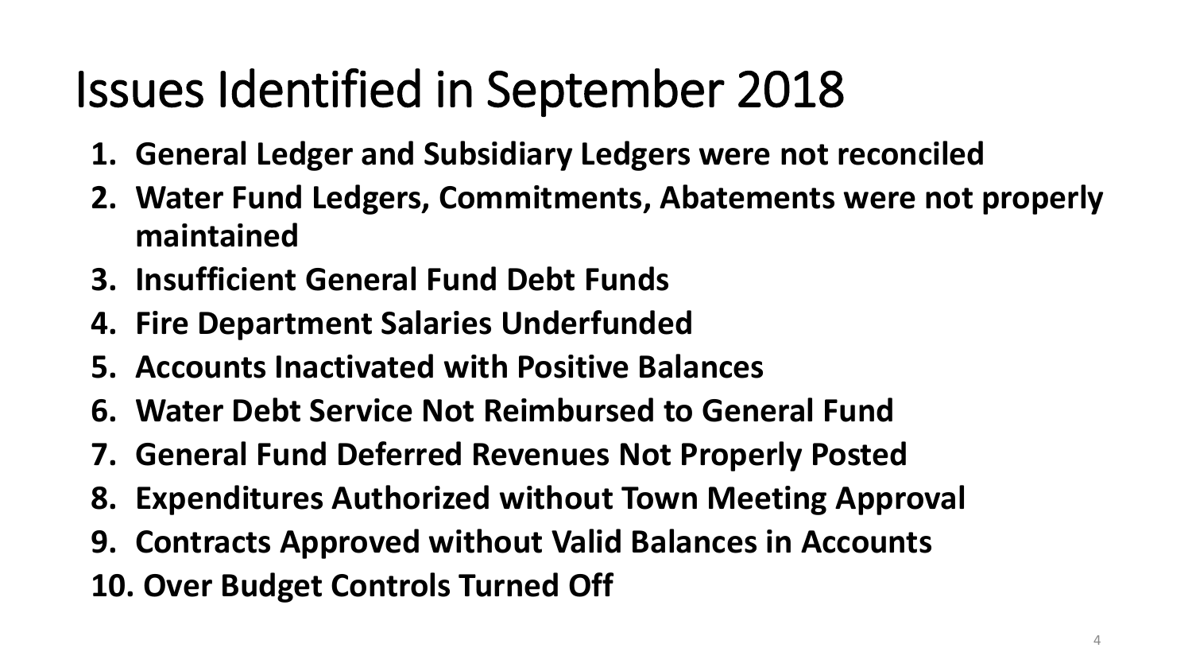# Issues Identified in September 2018

1. **General Ledger and Subsidiary Ledgers were not reconciled**
2. **Water Fund Ledgers, Commitments, Abatements were not properly maintained**
3. **Insufficient General Fund Debt Funds**
4. **Fire Department Salaries Underfunded**
5. **Accounts Inactivated with Positive Balances**
6. **Water Debt Service Not Reimbursed to General Fund**
7. **General Fund Deferred Revenues Not Properly Posted**
8. **Expenditures Authorized without Town Meeting Approval**
9. **Contracts Approved without Valid Balances in Accounts**
10. **Over Budget Controls Turned Off**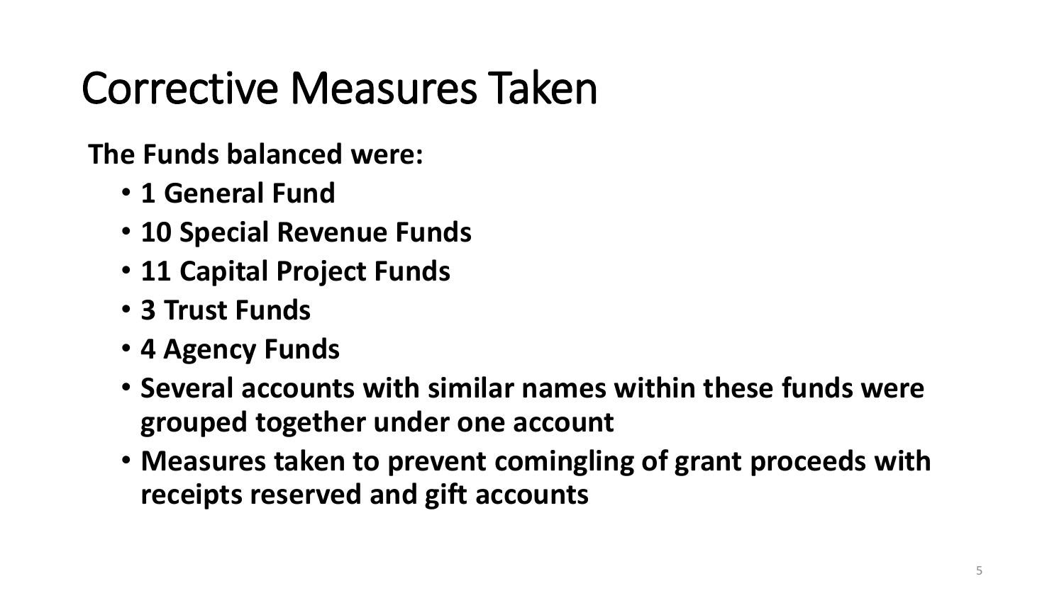# Corrective Measures Taken

**The Funds balanced were:**

- **1 General Fund**
- **10 Special Revenue Funds**
- **11 Capital Project Funds**
- **3 Trust Funds**
- **4 Agency Funds**
- **Several accounts with similar names within these funds were grouped together under one account**
- **Measures taken to prevent comingling of grant proceeds with receipts reserved and gift accounts**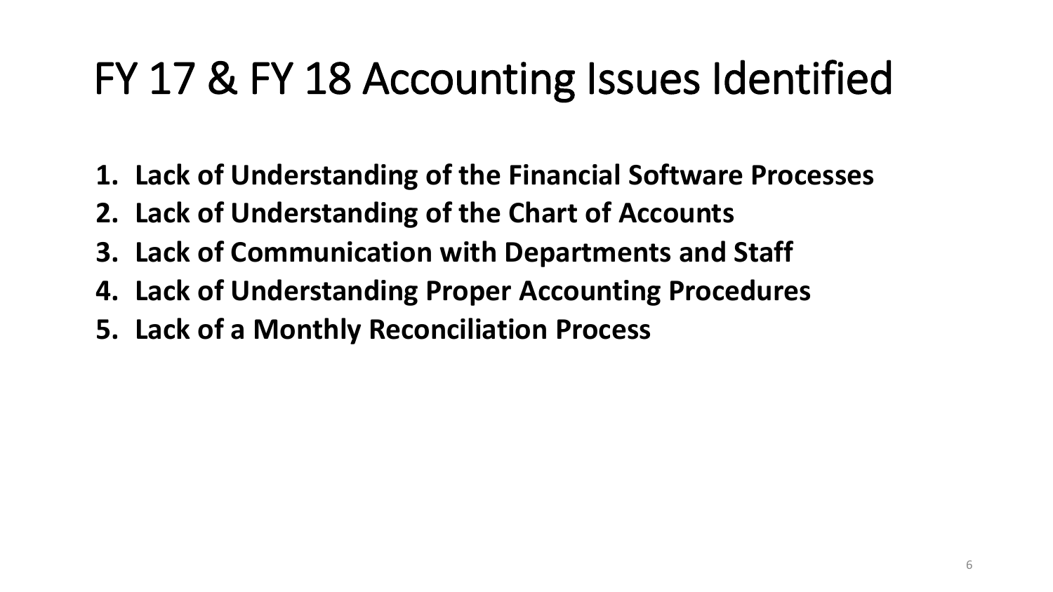# FY 17 & FY 18 Accounting Issues Identified

1. **Lack of Understanding of the Financial Software Processes**
2. **Lack of Understanding of the Chart of Accounts**
3. **Lack of Communication with Departments and Staff**
4. **Lack of Understanding Proper Accounting Procedures**
5. **Lack of a Monthly Reconciliation Process**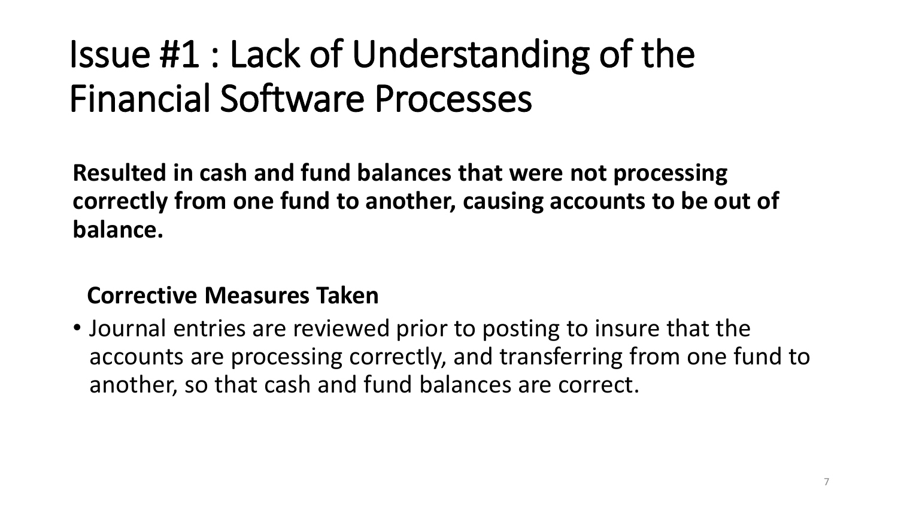# Issue #1 : Lack of Understanding of the Financial Software Processes

**Resulted in cash and fund balances that were not processing correctly from one fund to another, causing accounts to be out of balance.**

**Corrective Measures Taken**

- Journal entries are reviewed prior to posting to insure that the accounts are processing correctly, and transferring from one fund to another, so that cash and fund balances are correct.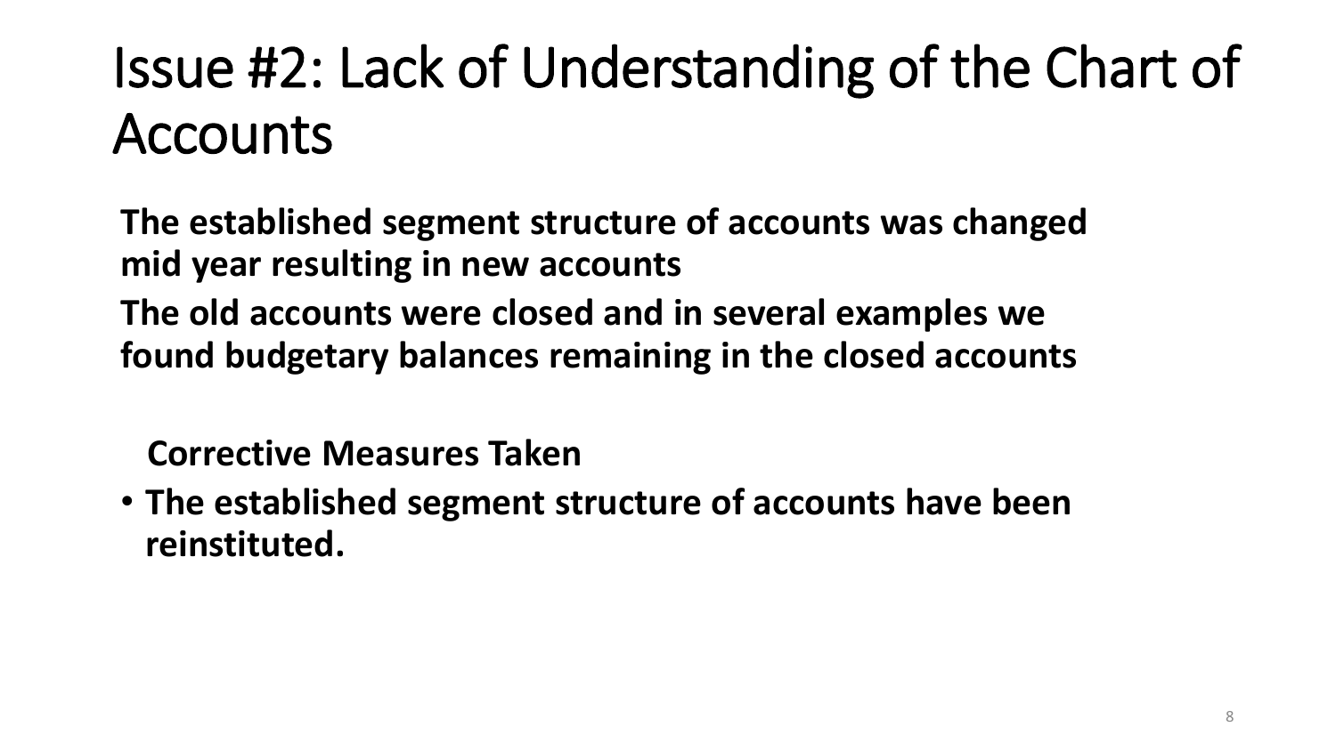# Issue #2: Lack of Understanding of the Chart of Accounts

**The established segment structure of accounts was changed mid year resulting in new accounts**

**The old accounts were closed and in several examples we found budgetary balances remaining in the closed accounts**

**Corrective Measures Taken**

- **The established segment structure of accounts have been reinstituted.**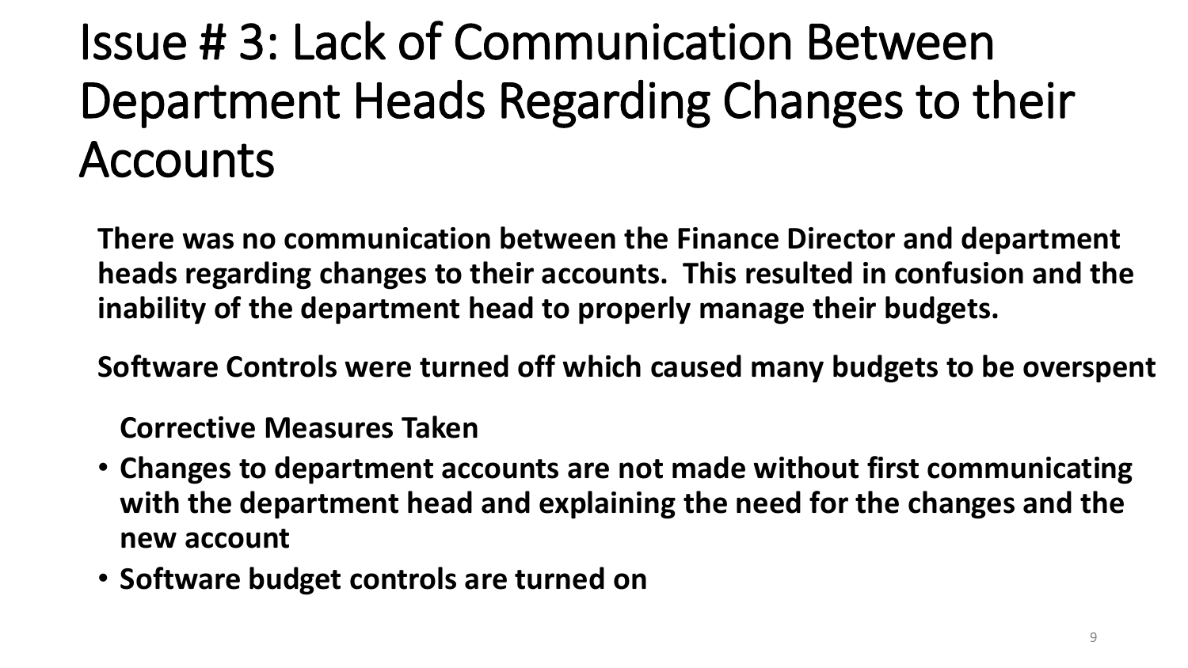# Issue # 3: Lack of Communication Between Department Heads Regarding Changes to their Accounts

**There was no communication between the Finance Director and department heads regarding changes to their accounts. This resulted in confusion and the inability of the department head to properly manage their budgets.**

**Software Controls were turned off which caused many budgets to be overspent**

**Corrective Measures Taken**

- **Changes to department accounts are not made without first communicating with the department head and explaining the need for the changes and the new account**
- **Software budget controls are turned on**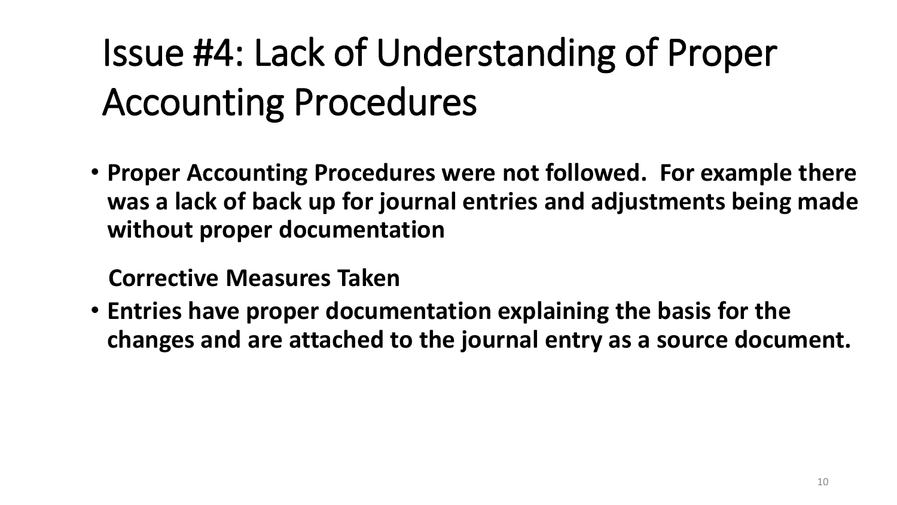# Issue #4: Lack of Understanding of Proper Accounting Procedures

- **Proper Accounting Procedures were not followed. For example there was a lack of back up for journal entries and adjustments being made without proper documentation**

**Corrective Measures Taken**

- **Entries have proper documentation explaining the basis for the changes and are attached to the journal entry as a source document.**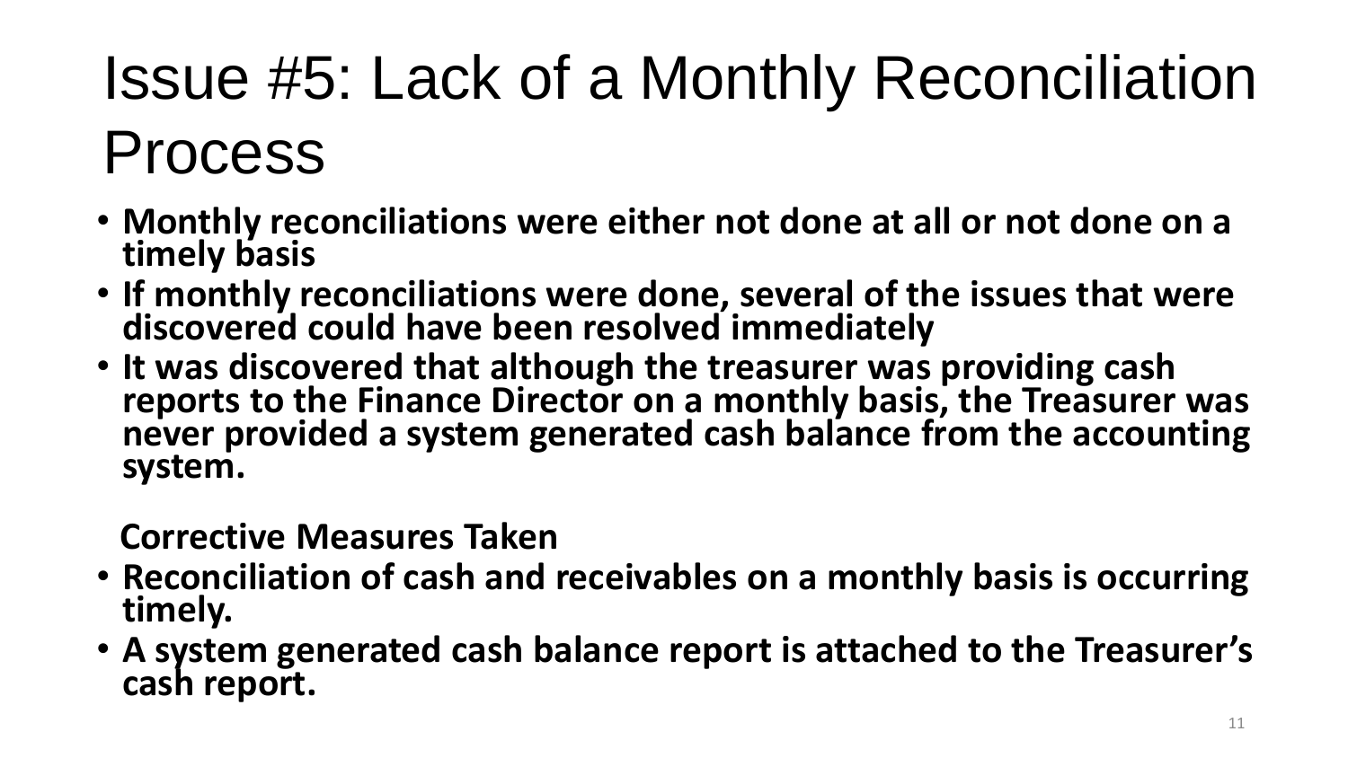# Issue #5: Lack of a Monthly Reconciliation Process

- **Monthly reconciliations were either not done at all or not done on a timely basis**
- **If monthly reconciliations were done, several of the issues that were discovered could have been resolved immediately**
- **It was discovered that although the treasurer was providing cash reports to the Finance Director on a monthly basis, the Treasurer was never provided a system generated cash balance from the accounting system.**

**Corrective Measures Taken**

- **Reconciliation of cash and receivables on a monthly basis is occurring timely.**
- **A system generated cash balance report is attached to the Treasurer's cash report.**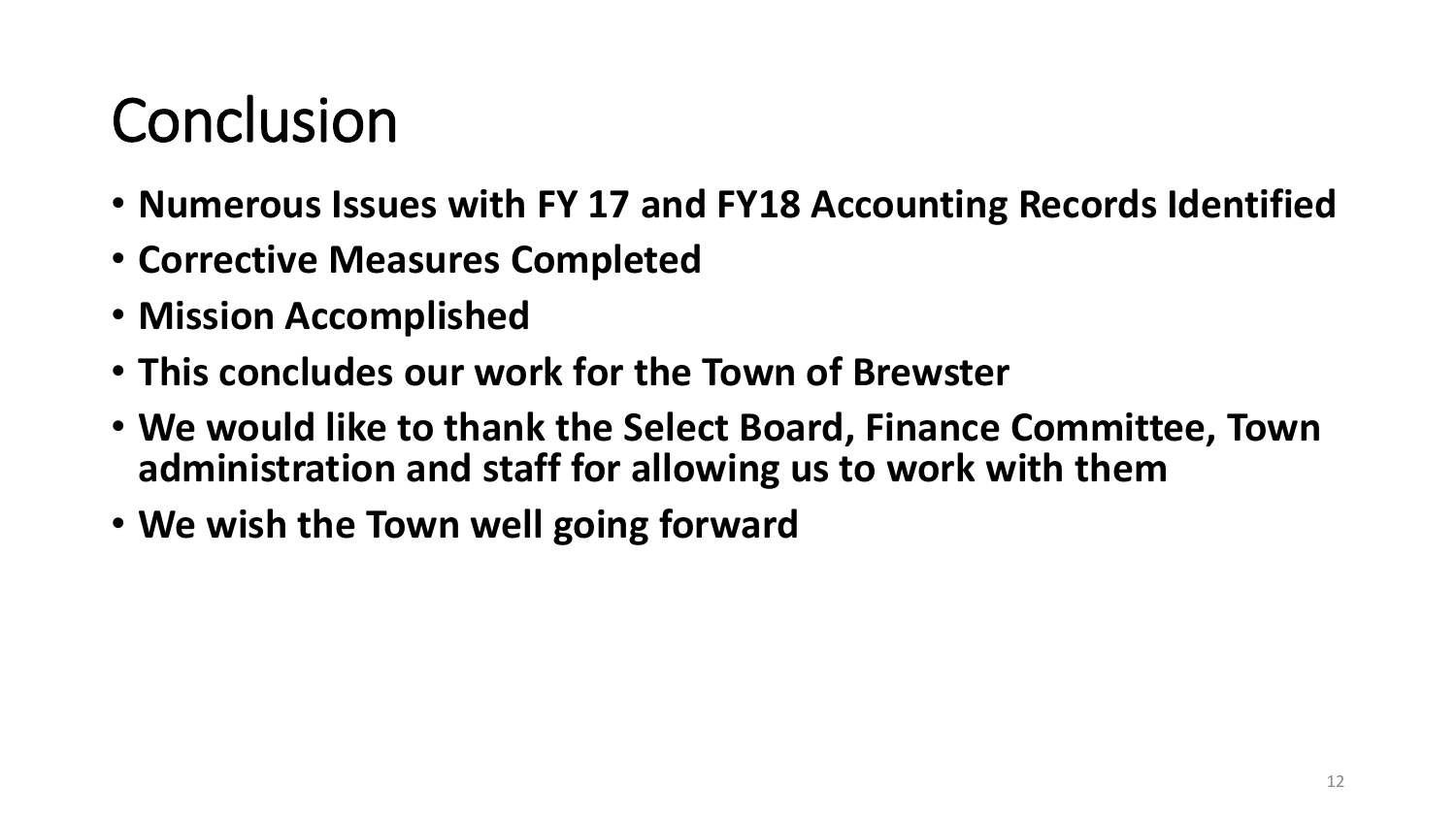# Conclusion

- **Numerous Issues with FY 17 and FY18 Accounting Records Identified**
- **Corrective Measures Completed**
- **Mission Accomplished**
- **This concludes our work for the Town of Brewster**
- **We would like to thank the Select Board, Finance Committee, Town administration and staff for allowing us to work with them**
- **We wish the Town well going forward**